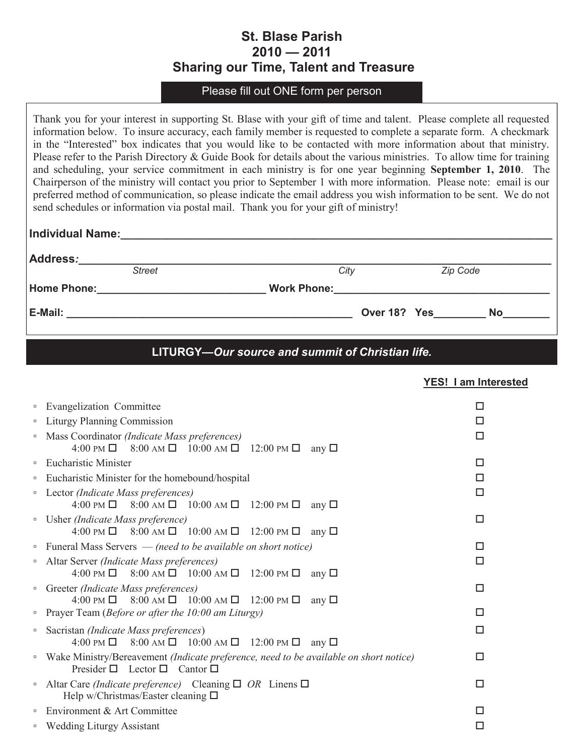# St. Blase Parish
# 2010 — 2011
# Sharing our Time, Talent and Treasure

**Please fill out ONE form per person**

Thank you for your interest in supporting St. Blase with your gift of time and talent. Please complete all requested information below. To insure accuracy, each family member is requested to complete a separate form. A checkmark in the "Interested" box indicates that you would like to be contacted with more information about that ministry. Please refer to the Parish Directory & Guide Book for details about the various ministries. To allow time for training and scheduling, your service commitment in each ministry is for one year beginning **September 1, 2010**. The Chairperson of the ministry will contact you prior to September 1 with more information. Please note: email is our preferred method of communication, so please indicate the email address you wish information to be sent. We do not send schedules or information via postal mail. Thank you for your gift of ministry!

**Individual Name:**\_\_\_\_\_\_\_\_\_\_\_\_\_\_\_\_\_\_\_\_\_\_\_\_\_\_\_\_\_\_\_\_\_\_\_\_\_\_\_\_

**Address:**\_\_\_\_\_\_\_\_\_\_\_\_\_\_\_\_\_\_\_\_\_\_\_\_\_\_\_\_\_\_\_\_\_\_\_\_\_\_\_\_
*Street* *City* *Zip Code*

**Home Phone:**\_\_\_\_\_\_\_\_\_\_\_\_\_\_\_\_\_\_\_\_ **Work Phone:**\_\_\_\_\_\_\_\_\_\_\_\_\_\_\_\_\_\_\_\_

**E-Mail:** \_\_\_\_\_\_\_\_\_\_\_\_\_\_\_\_\_\_\_\_\_\_\_\_\_\_\_\_ **Over 18? Yes**\_\_\_\_\_\_\_\_ **No**\_\_\_\_\_\_\_\_

## LITURGY—*Our source and summit of Christian life.*

| | **YES! I am Interested** |
|---|---|
| ▫ Evangelization Committee | ☐ |
| ▫ Liturgy Planning Commission | ☐ |
| ▫ Mass Coordinator *(Indicate Mass preferences)* 4:00 PM ☐ 8:00 AM ☐ 10:00 AM ☐ 12:00 PM ☐ any ☐ | ☐ |
| ▫ Eucharistic Minister | ☐ |
| ▫ Eucharistic Minister for the homebound/hospital | ☐ |
| ▫ Lector *(Indicate Mass preferences)* 4:00 PM ☐ 8:00 AM ☐ 10:00 AM ☐ 12:00 PM ☐ any ☐ | ☐ |
| ▫ Usher *(Indicate Mass preference)* 4:00 PM ☐ 8:00 AM ☐ 10:00 AM ☐ 12:00 PM ☐ any ☐ | ☐ |
| ▫ Funeral Mass Servers — *(need to be available on short notice)* | ☐ |
| ▫ Altar Server *(Indicate Mass preferences)* 4:00 PM ☐ 8:00 AM ☐ 10:00 AM ☐ 12:00 PM ☐ any ☐ | ☐ |
| ▫ Greeter *(Indicate Mass preferences)* 4:00 PM ☐ 8:00 AM ☐ 10:00 AM ☐ 12:00 PM ☐ any ☐ | ☐ |
| ▫ Prayer Team (*Before or after the 10:00 am Liturgy)* | ☐ |
| ▫ Sacristan *(Indicate Mass preferences)* 4:00 PM ☐ 8:00 AM ☐ 10:00 AM ☐ 12:00 PM ☐ any ☐ | ☐ |
| ▫ Wake Ministry/Bereavement *(Indicate preference, need to be available on short notice)* Presider ☐ Lector ☐ Cantor ☐ | ☐ |
| ▫ Altar Care *(Indicate preference)* Cleaning ☐ *OR* Linens ☐ Help w/Christmas/Easter cleaning ☐ | ☐ |
| ▫ Environment & Art Committee | ☐ |
| ▫ Wedding Liturgy Assistant | ☐ |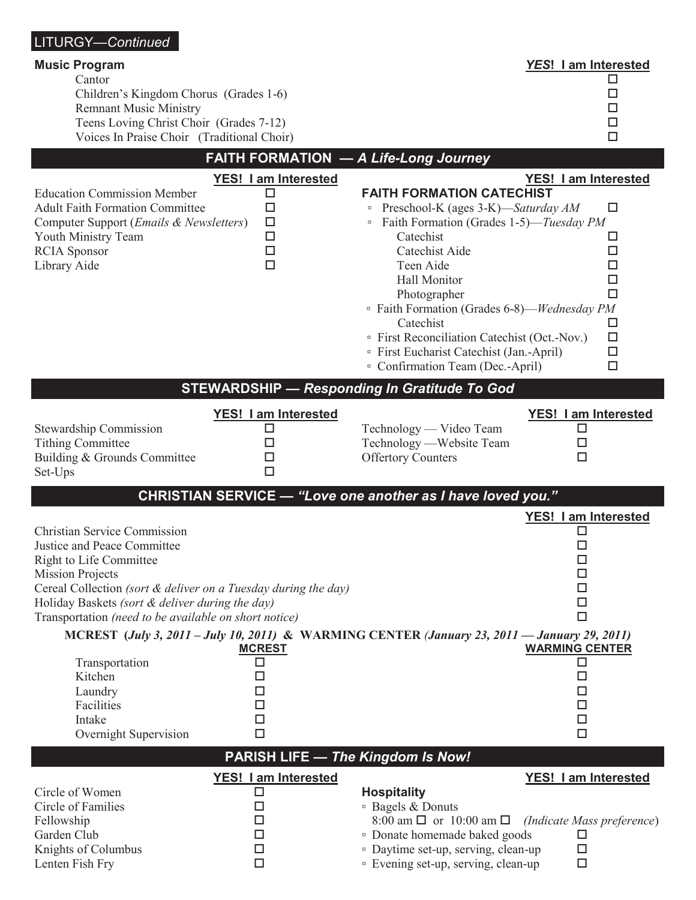## LITURGY—*Continued*

| **Music Program** | ***YES*! I am Interested** |
|---|---|
| Cantor | ☐ |
| Children's Kingdom Chorus (Grades 1-6) | ☐ |
| Remnant Music Ministry | ☐ |
| Teens Loving Christ Choir (Grades 7-12) | ☐ |
| Voices In Praise Choir (Traditional Choir) | ☐ |

## FAITH FORMATION — *A Life-Long Journey*

| | **YES! I am Interested** |
|---|---|
| Education Commission Member | ☐ |
| Adult Faith Formation Committee | ☐ |
| Computer Support (*Emails & Newsletters*) | ☐ |
| Youth Ministry Team | ☐ |
| RCIA Sponsor | ☐ |
| Library Aide | ☐ |

| **FAITH FORMATION CATECHIST** | **YES! I am Interested** |
|---|---|
| ▫ Preschool-K (ages 3-K)—*Saturday AM* | ☐ |
| ▫ Faith Formation (Grades 1-5)—*Tuesday PM* | |
| Catechist | ☐ |
| Catechist Aide | ☐ |
| Teen Aide | ☐ |
| Hall Monitor | ☐ |
| Photographer | ☐ |
| ▫ Faith Formation (Grades 6-8)—*Wednesday PM* | |
| Catechist | ☐ |
| ▫ First Reconciliation Catechist (Oct.-Nov.) | ☐ |
| ▫ First Eucharist Catechist (Jan.-April) | ☐ |
| ▫ Confirmation Team (Dec.-April) | ☐ |

## STEWARDSHIP — *Responding In Gratitude To God*

| | **YES! I am Interested** |
|---|---|
| Stewardship Commission | ☐ |
| Tithing Committee | ☐ |
| Building & Grounds Committee | ☐ |
| Set-Ups | ☐ |
| Technology — Video Team | ☐ |
| Technology —Website Team | ☐ |
| Offertory Counters | ☐ |

## CHRISTIAN SERVICE — *"Love one another as I have loved you."*

| | **YES! I am Interested** |
|---|---|
| Christian Service Commission | ☐ |
| Justice and Peace Committee | ☐ |
| Right to Life Committee | ☐ |
| Mission Projects | ☐ |
| Cereal Collection *(sort & deliver on a Tuesday during the day)* | ☐ |
| Holiday Baskets *(sort & deliver during the day)* | ☐ |
| Transportation *(need to be available on short notice)* | ☐ |

**MCREST (*July 3, 2011 – July 10, 2011*) & WARMING CENTER *(January 23, 2011 — January 29, 2011)***

| | **MCREST** | **WARMING CENTER** |
|---|---|---|
| Transportation | ☐ | ☐ |
| Kitchen | ☐ | ☐ |
| Laundry | ☐ | ☐ |
| Facilities | ☐ | ☐ |
| Intake | ☐ | ☐ |
| Overnight Supervision | ☐ | ☐ |

## PARISH LIFE — *The Kingdom Is Now!*

| | **YES! I am Interested** |
|---|---|
| Circle of Women | ☐ |
| Circle of Families | ☐ |
| Fellowship | ☐ |
| Garden Club | ☐ |
| Knights of Columbus | ☐ |
| Lenten Fish Fry | ☐ |

| **Hospitality** | **YES! I am Interested** |
|---|---|
| ▫ Bagels & Donuts | |
| 8:00 am ☐ or 10:00 am ☐ *(Indicate Mass preference)* | |
| ▫ Donate homemade baked goods | ☐ |
| ▫ Daytime set-up, serving, clean-up | ☐ |
| ▫ Evening set-up, serving, clean-up | ☐ |